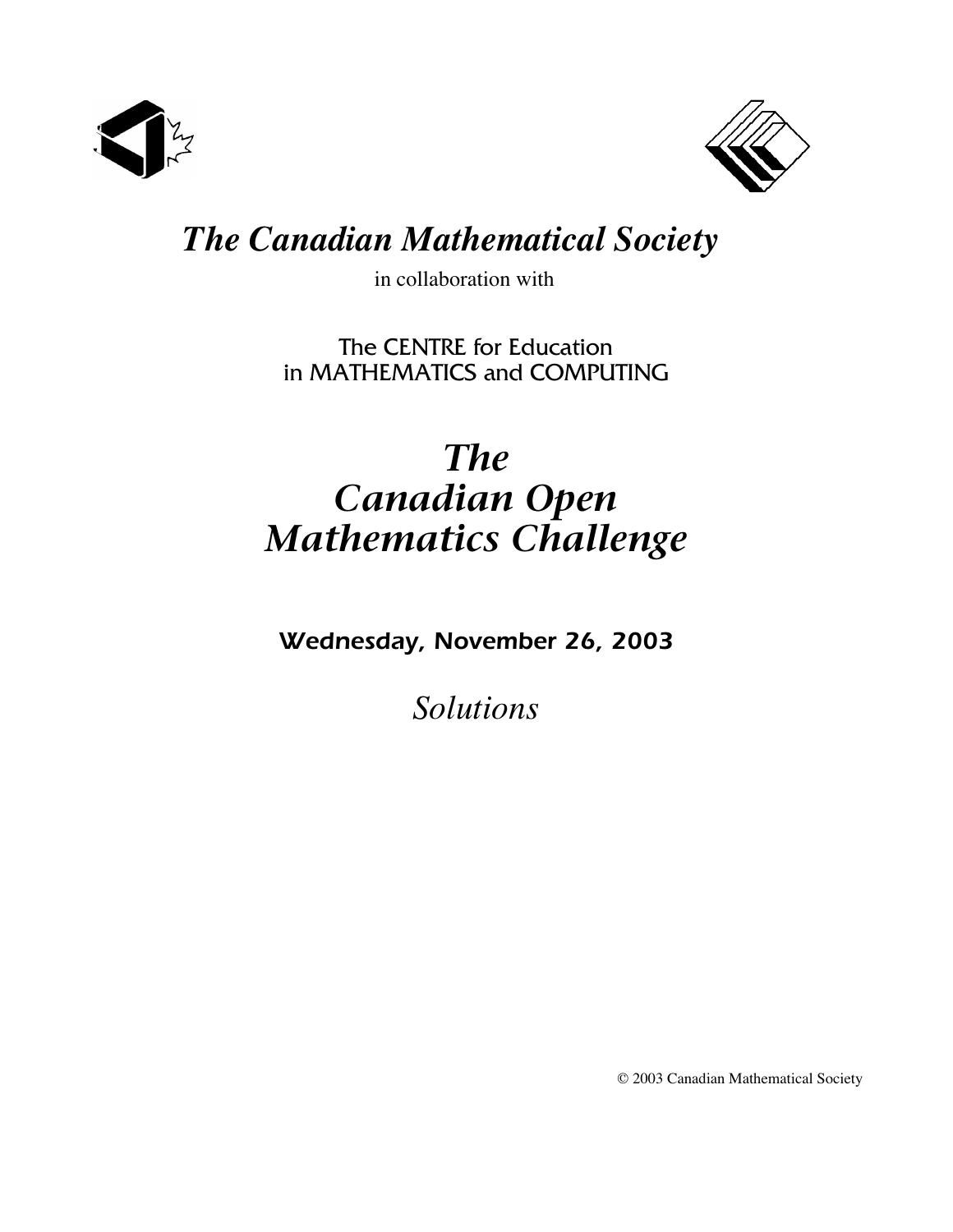# *The Canadian Mathematical Society*

in collaboration with

The CENTRE for Education
in MATHEMATICS and COMPUTING

# *The Canadian Open Mathematics Challenge*

**Wednesday, November 26, 2003**

*Solutions*

© 2003 Canadian Mathematical Society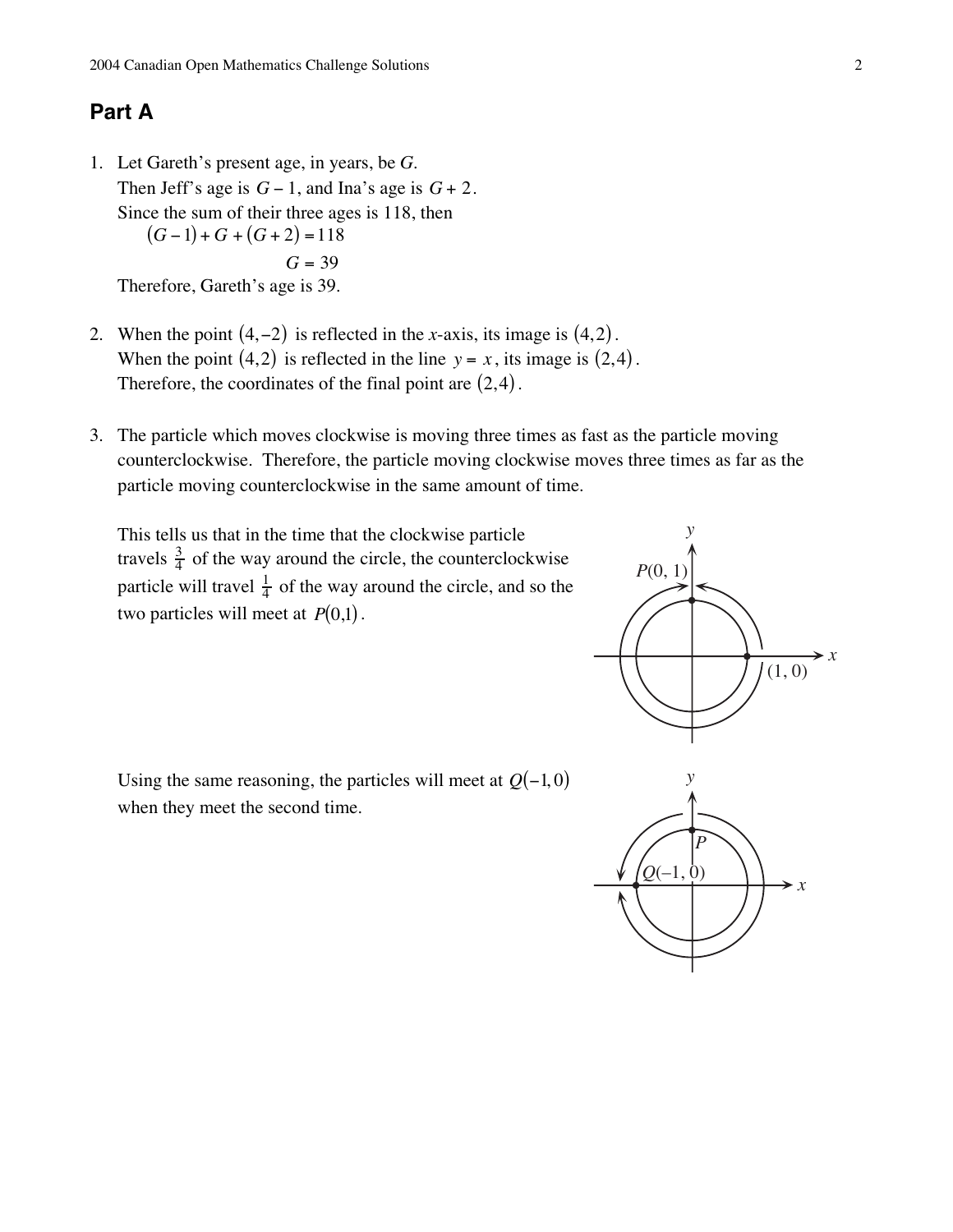## Part A

1. Let Gareth's present age, in years, be $G$.
   Then Jeff's age is $G - 1$, and Ina's age is $G + 2$.
   Since the sum of their three ages is 118, then
   $$(G-1) + G + (G+2) = 118$$
   $$G = 39$$
   Therefore, Gareth's age is 39.

2. When the point $(4,-2)$ is reflected in the $x$-axis, its image is $(4,2)$.
   When the point $(4,2)$ is reflected in the line $y = x$, its image is $(2,4)$.
   Therefore, the coordinates of the final point are $(2,4)$.

3. The particle which moves clockwise is moving three times as fast as the particle moving counterclockwise. Therefore, the particle moving clockwise moves three times as far as the particle moving counterclockwise in the same amount of time.

   This tells us that in the time that the clockwise particle travels $\frac{3}{4}$ of the way around the circle, the counterclockwise particle will travel $\frac{1}{4}$ of the way around the circle, and so the two particles will meet at $P(0,1)$.

   Using the same reasoning, the particles will meet at $Q(-1,0)$ when they meet the second time.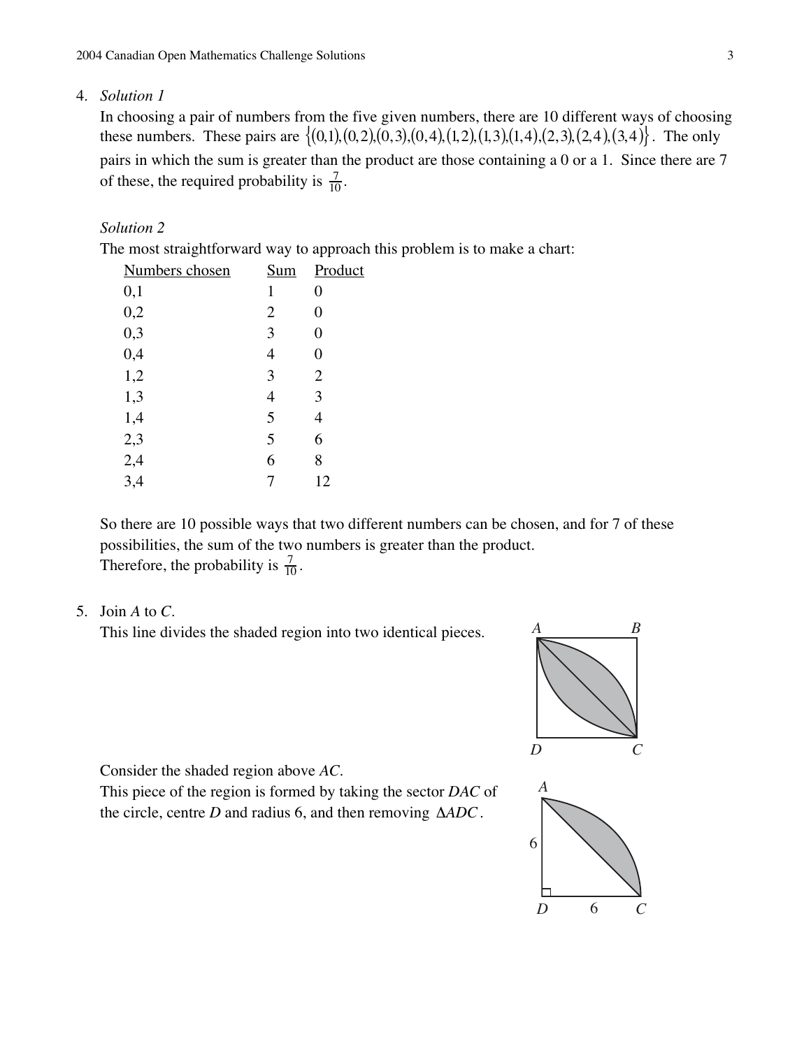4. *Solution 1*

   In choosing a pair of numbers from the five given numbers, there are 10 different ways of choosing these numbers. These pairs are $\{(0,1),(0,2),(0,3),(0,4),(1,2),(1,3),(1,4),(2,3),(2,4),(3,4)\}$. The only pairs in which the sum is greater than the product are those containing a 0 or a 1. Since there are 7 of these, the required probability is $\frac{7}{10}$.

   *Solution 2*

   The most straightforward way to approach this problem is to make a chart:

   | Numbers chosen | Sum | Product |
   |---|---|---|
   | 0,1 | 1 | 0 |
   | 0,2 | 2 | 0 |
   | 0,3 | 3 | 0 |
   | 0,4 | 4 | 0 |
   | 1,2 | 3 | 2 |
   | 1,3 | 4 | 3 |
   | 1,4 | 5 | 4 |
   | 2,3 | 5 | 6 |
   | 2,4 | 6 | 8 |
   | 3,4 | 7 | 12 |

   So there are 10 possible ways that two different numbers can be chosen, and for 7 of these possibilities, the sum of the two numbers is greater than the product.
   Therefore, the probability is $\frac{7}{10}$.

5. Join $A$ to $C$.
   This line divides the shaded region into two identical pieces.

   Consider the shaded region above $AC$.
   This piece of the region is formed by taking the sector $DAC$ of the circle, centre $D$ and radius 6, and then removing $\Delta ADC$.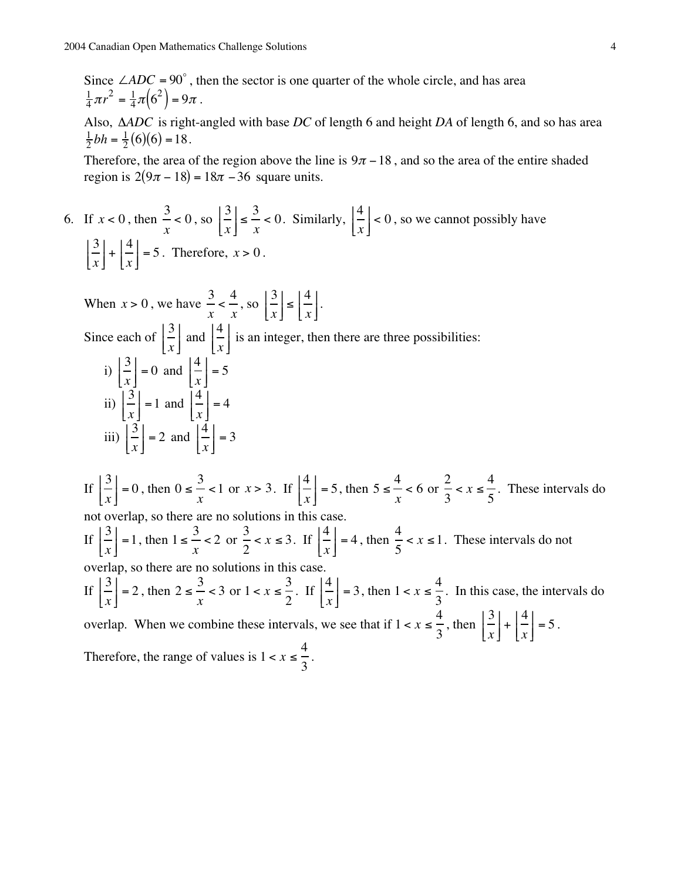Since $\angle ADC = 90^\circ$, then the sector is one quarter of the whole circle, and has area $\frac{1}{4}\pi r^2 = \frac{1}{4}\pi\left(6^2\right) = 9\pi$.

Also, $\Delta ADC$ is right-angled with base $DC$ of length 6 and height $DA$ of length 6, and so has area $\frac{1}{2}bh = \frac{1}{2}(6)(6) = 18$.

Therefore, the area of the region above the line is $9\pi - 18$, and so the area of the entire shaded region is $2(9\pi - 18) = 18\pi - 36$ square units.

6. If $x < 0$, then $\dfrac{3}{x} < 0$, so $\left\lfloor \dfrac{3}{x} \right\rfloor \le \dfrac{3}{x} < 0$. Similarly, $\left\lfloor \dfrac{4}{x} \right\rfloor < 0$, so we cannot possibly have $\left\lfloor \dfrac{3}{x} \right\rfloor + \left\lfloor \dfrac{4}{x} \right\rfloor = 5$. Therefore, $x > 0$.

   When $x > 0$, we have $\dfrac{3}{x} < \dfrac{4}{x}$, so $\left\lfloor \dfrac{3}{x} \right\rfloor \le \left\lfloor \dfrac{4}{x} \right\rfloor$.

   Since each of $\left\lfloor \dfrac{3}{x} \right\rfloor$ and $\left\lfloor \dfrac{4}{x} \right\rfloor$ is an integer, then there are three possibilities:

   i) $\left\lfloor \dfrac{3}{x} \right\rfloor = 0$ and $\left\lfloor \dfrac{4}{x} \right\rfloor = 5$

   ii) $\left\lfloor \dfrac{3}{x} \right\rfloor = 1$ and $\left\lfloor \dfrac{4}{x} \right\rfloor = 4$

   iii) $\left\lfloor \dfrac{3}{x} \right\rfloor = 2$ and $\left\lfloor \dfrac{4}{x} \right\rfloor = 3$

   If $\left\lfloor \dfrac{3}{x} \right\rfloor = 0$, then $0 \le \dfrac{3}{x} < 1$ or $x > 3$. If $\left\lfloor \dfrac{4}{x} \right\rfloor = 5$, then $5 \le \dfrac{4}{x} < 6$ or $\dfrac{2}{3} < x \le \dfrac{4}{5}$. These intervals do not overlap, so there are no solutions in this case.

   If $\left\lfloor \dfrac{3}{x} \right\rfloor = 1$, then $1 \le \dfrac{3}{x} < 2$ or $\dfrac{3}{2} < x \le 3$. If $\left\lfloor \dfrac{4}{x} \right\rfloor = 4$, then $\dfrac{4}{5} < x \le 1$. These intervals do not overlap, so there are no solutions in this case.

   If $\left\lfloor \dfrac{3}{x} \right\rfloor = 2$, then $2 \le \dfrac{3}{x} < 3$ or $1 < x \le \dfrac{3}{2}$. If $\left\lfloor \dfrac{4}{x} \right\rfloor = 3$, then $1 < x \le \dfrac{4}{3}$. In this case, the intervals do overlap. When we combine these intervals, we see that if $1 < x \le \dfrac{4}{3}$, then $\left\lfloor \dfrac{3}{x} \right\rfloor + \left\lfloor \dfrac{4}{x} \right\rfloor = 5$.

   Therefore, the range of values is $1 < x \le \dfrac{4}{3}$.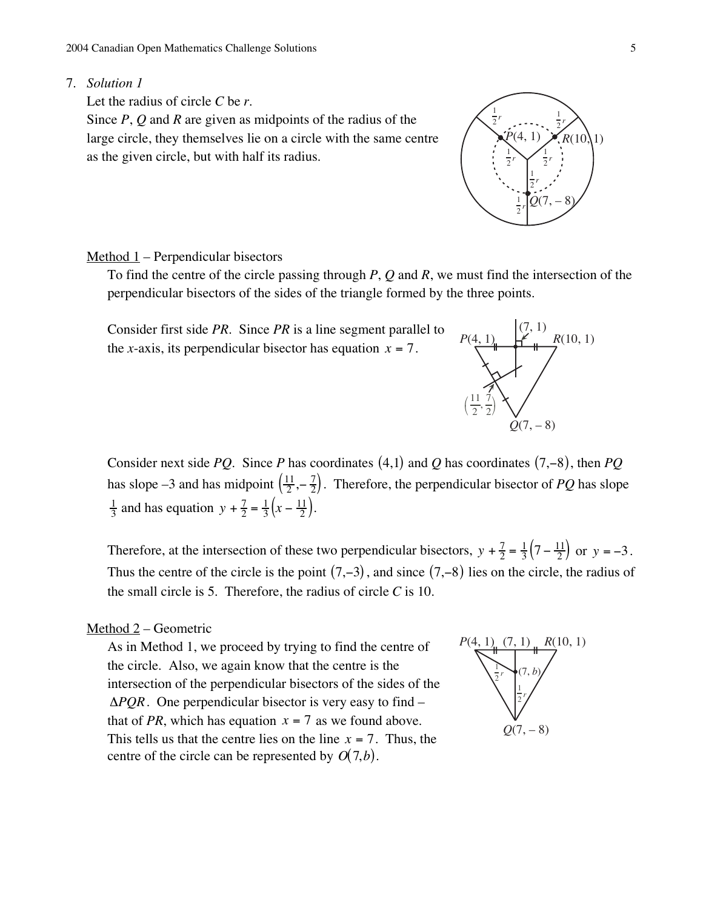7. *Solution 1*

Let the radius of circle $C$ be $r$.

Since $P$, $Q$ and $R$ are given as midpoints of the radius of the large circle, they themselves lie on a circle with the same centre as the given circle, but with half its radius.

Method 1 – Perpendicular bisectors

To find the centre of the circle passing through $P$, $Q$ and $R$, we must find the intersection of the perpendicular bisectors of the sides of the triangle formed by the three points.

Consider first side $PR$. Since $PR$ is a line segment parallel to the $x$-axis, its perpendicular bisector has equation $x = 7$.

Consider next side $PQ$. Since $P$ has coordinates $(4,1)$ and $Q$ has coordinates $(7,-8)$, then $PQ$ has slope $-3$ and has midpoint $\left(\frac{11}{2}, -\frac{7}{2}\right)$. Therefore, the perpendicular bisector of $PQ$ has slope $\frac{1}{3}$ and has equation $y + \frac{7}{2} = \frac{1}{3}\left(x - \frac{11}{2}\right)$.

Therefore, at the intersection of these two perpendicular bisectors, $y + \frac{7}{2} = \frac{1}{3}\left(7 - \frac{11}{2}\right)$ or $y = -3$. Thus the centre of the circle is the point $(7,-3)$, and since $(7,-8)$ lies on the circle, the radius of the small circle is 5. Therefore, the radius of circle $C$ is 10.

Method 2 – Geometric

As in Method 1, we proceed by trying to find the centre of the circle. Also, we again know that the centre is the intersection of the perpendicular bisectors of the sides of the $\Delta PQR$. One perpendicular bisector is very easy to find – that of $PR$, which has equation $x = 7$ as we found above. This tells us that the centre lies on the line $x = 7$. Thus, the centre of the circle can be represented by $O(7,b)$.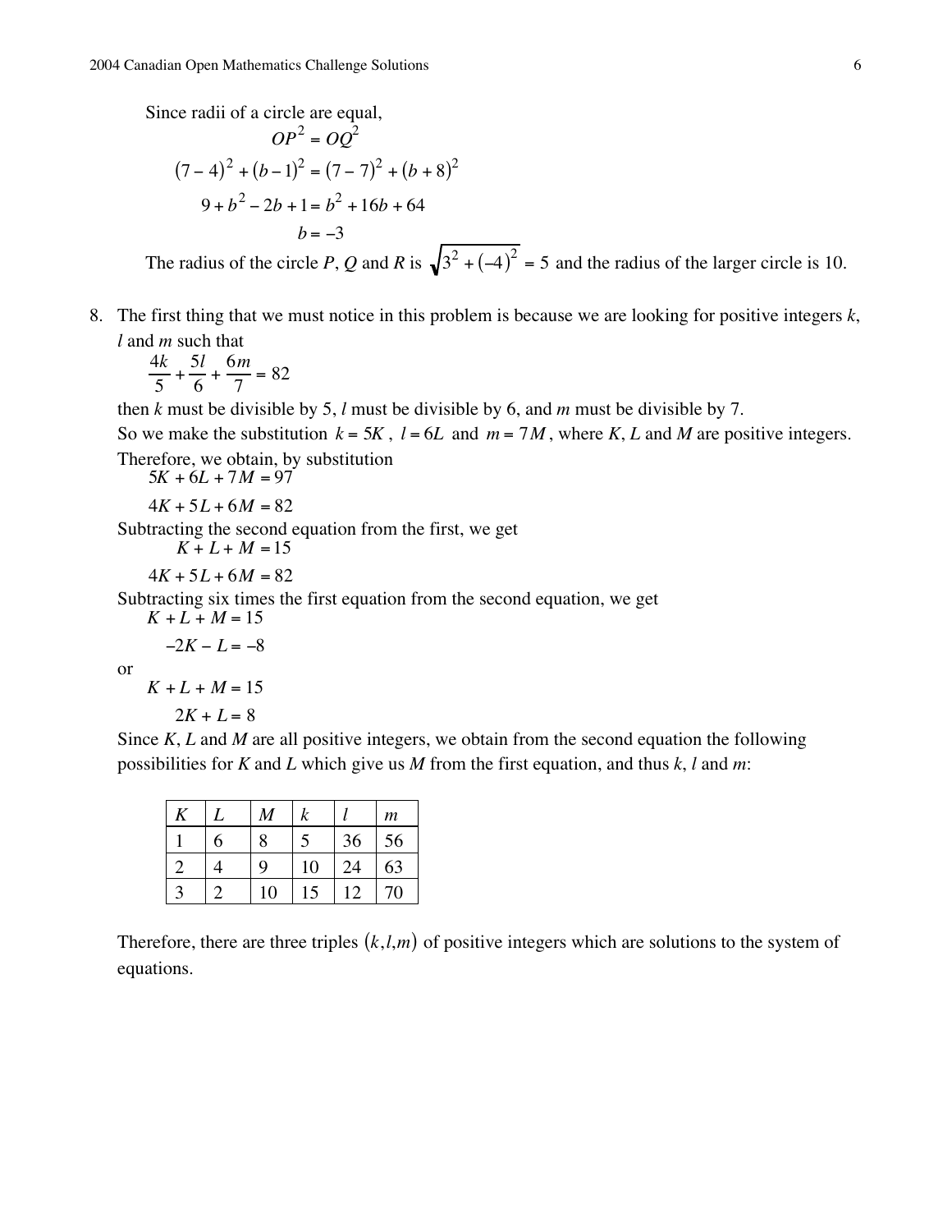Since radii of a circle are equal,

$$OP^2 = OQ^2$$

$$(7-4)^2 + (b-1)^2 = (7-7)^2 + (b+8)^2$$

$$9 + b^2 - 2b + 1 = b^2 + 16b + 64$$

$$b = -3$$

The radius of the circle $P$, $Q$ and $R$ is $\sqrt{3^2 + (-4)^2} = 5$ and the radius of the larger circle is 10.

8. The first thing that we must notice in this problem is because we are looking for positive integers $k$, $l$ and $m$ such that

$$\frac{4k}{5} + \frac{5l}{6} + \frac{6m}{7} = 82$$

then $k$ must be divisible by 5, $l$ must be divisible by 6, and $m$ must be divisible by 7.

So we make the substitution $k = 5K$, $l = 6L$ and $m = 7M$, where $K$, $L$ and $M$ are positive integers.

Therefore, we obtain, by substitution

$$5K + 6L + 7M = 97$$

$$4K + 5L + 6M = 82$$

Subtracting the second equation from the first, we get

$$K + L + M = 15$$

$$4K + 5L + 6M = 82$$

Subtracting six times the first equation from the second equation, we get

$$K + L + M = 15$$

$$-2K - L = -8$$

or

$$K + L + M = 15$$

$$2K + L = 8$$

Since $K$, $L$ and $M$ are all positive integers, we obtain from the second equation the following possibilities for $K$ and $L$ which give us $M$ from the first equation, and thus $k$, $l$ and $m$:

| $K$ | $L$ | $M$ | $k$ | $l$ | $m$ |
|---|---|---|---|---|---|
| 1 | 6 | 8 | 5 | 36 | 56 |
| 2 | 4 | 9 | 10 | 24 | 63 |
| 3 | 2 | 10 | 15 | 12 | 70 |

Therefore, there are three triples $(k,l,m)$ of positive integers which are solutions to the system of equations.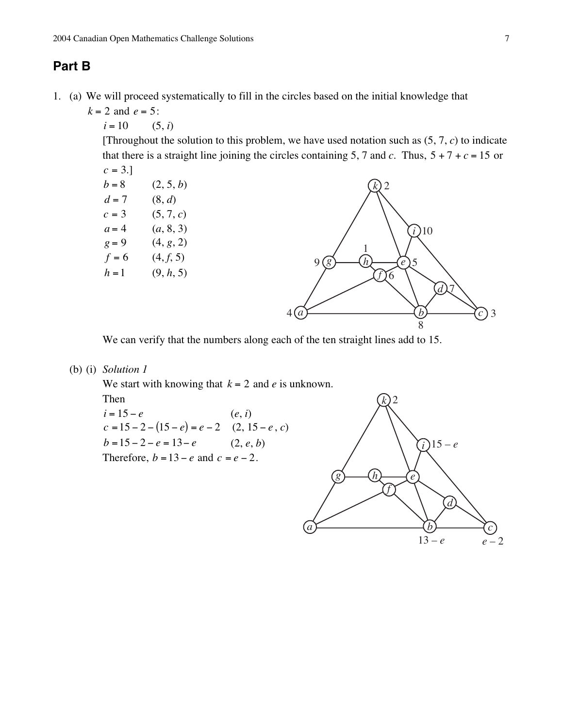## Part B

1. (a) We will proceed systematically to fill in the circles based on the initial knowledge that $k = 2$ and $e = 5$:

   $i = 10$ (5, $i$)

   [Throughout the solution to this problem, we have used notation such as (5, 7, $c$) to indicate that there is a straight line joining the circles containing 5, 7 and $c$. Thus, $5 + 7 + c = 15$ or $c = 3$.]

   $b = 8$ (2, 5, $b$)

   $d = 7$ (8, $d$)

   $c = 3$ (5, 7, $c$)

   $a = 4$ ($a$, 8, 3)

   $g = 9$ (4, $g$, 2)

   $f = 6$ (4, $f$, 5)

   $h = 1$ (9, $h$, 5)

   We can verify that the numbers along each of the ten straight lines add to 15.

   (b) (i) *Solution 1*

   We start with knowing that $k = 2$ and $e$ is unknown.

   Then

   $i = 15 - e$ ($e$, $i$)

   $c = 15 - 2 - (15 - e) = e - 2$ (2, $15 - e$, $c$)

   $b = 15 - 2 - e = 13 - e$ (2, $e$, $b$)

   Therefore, $b = 13 - e$ and $c = e - 2$.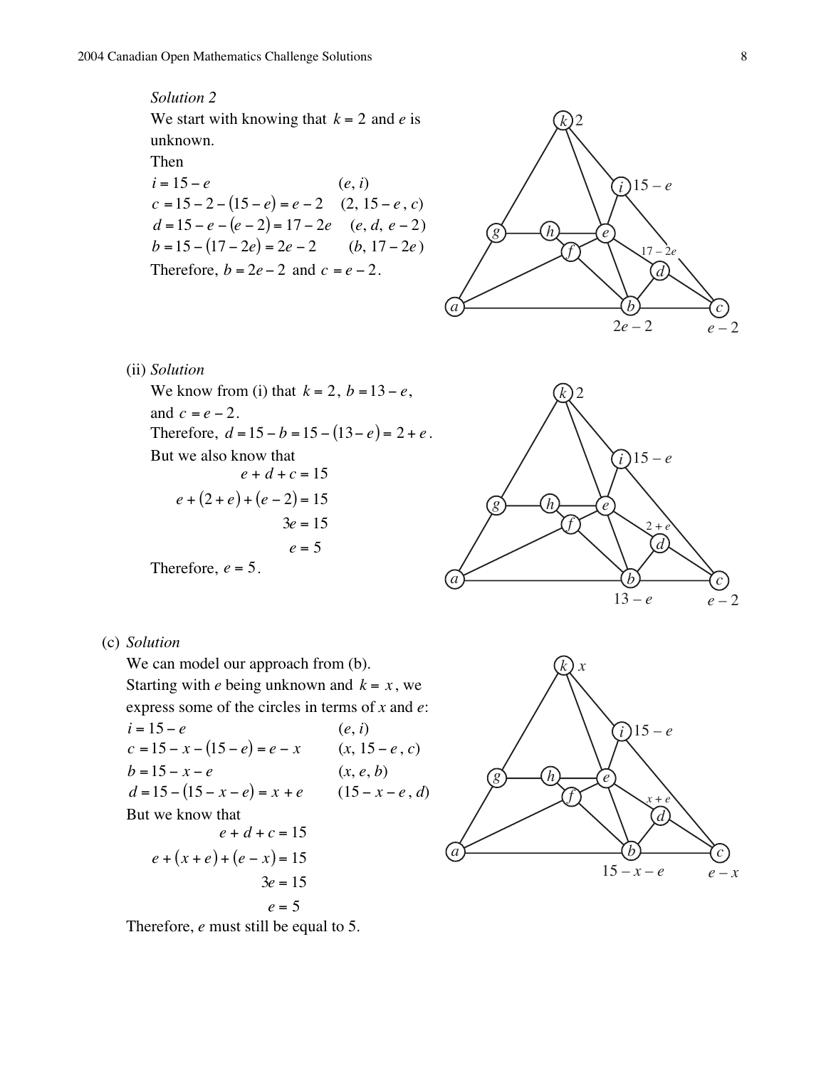*Solution 2*

We start with knowing that $k = 2$ and $e$ is unknown.

Then

$i = 15 - e$ $\quad (e, i)$

$c = 15 - 2 - (15 - e) = e - 2$ $\quad (2, 15 - e, c)$

$d = 15 - e - (e - 2) = 17 - 2e$ $\quad (e, d, e - 2)$

$b = 15 - (17 - 2e) = 2e - 2$ $\quad (b, 17 - 2e)$

Therefore, $b = 2e - 2$ and $c = e - 2$.

(ii) *Solution*

We know from (i) that $k = 2$, $b = 13 - e$, and $c = e - 2$.

Therefore, $d = 15 - b = 15 - (13 - e) = 2 + e$.

But we also know that

$$e + d + c = 15$$

$$e + (2 + e) + (e - 2) = 15$$

$$3e = 15$$

$$e = 5$$

Therefore, $e = 5$.

(c) *Solution*

We can model our approach from (b).

Starting with $e$ being unknown and $k = x$, we express some of the circles in terms of $x$ and $e$:

$i = 15 - e$ $\quad (e, i)$

$c = 15 - x - (15 - e) = e - x$ $\quad (x, 15 - e, c)$

$b = 15 - x - e$ $\quad (x, e, b)$

$d = 15 - (15 - x - e) = x + e$ $\quad (15 - x - e, d)$

But we know that

$$e + d + c = 15$$

$$e + (x + e) + (e - x) = 15$$

$$3e = 15$$

$$e = 5$$

Therefore, $e$ must still be equal to 5.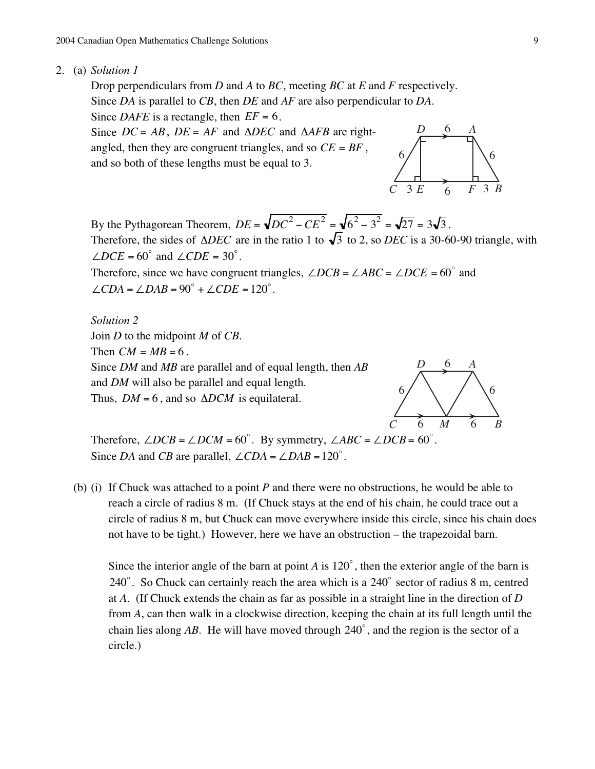2. (a) *Solution 1*

Drop perpendiculars from *D* and *A* to *BC*, meeting *BC* at *E* and *F* respectively.
Since *DA* is parallel to *CB*, then *DE* and *AF* are also perpendicular to *DA*.
Since *DAFE* is a rectangle, then $EF = 6$.
Since $DC = AB$, $DE = AF$ and $\Delta DEC$ and $\Delta AFB$ are right-angled, then they are congruent triangles, and so $CE = BF$, and so both of these lengths must be equal to 3.

By the Pythagorean Theorem, $DE = \sqrt{DC^2 - CE^2} = \sqrt{6^2 - 3^2} = \sqrt{27} = 3\sqrt{3}$.
Therefore, the sides of $\Delta DEC$ are in the ratio 1 to $\sqrt{3}$ to 2, so *DEC* is a 30-60-90 triangle, with $\angle DCE = 60^\circ$ and $\angle CDE = 30^\circ$.
Therefore, since we have congruent triangles, $\angle DCB = \angle ABC = \angle DCE = 60^\circ$ and $\angle CDA = \angle DAB = 90^\circ + \angle CDE = 120^\circ$.

*Solution 2*

Join *D* to the midpoint *M* of *CB*.
Then $CM = MB = 6$.
Since *DM* and *MB* are parallel and of equal length, then *AB* and *DM* will also be parallel and equal length.
Thus, $DM = 6$, and so $\Delta DCM$ is equilateral.

Therefore, $\angle DCB = \angle DCM = 60^\circ$. By symmetry, $\angle ABC = \angle DCB = 60^\circ$.
Since *DA* and *CB* are parallel, $\angle CDA = \angle DAB = 120^\circ$.

(b) (i) If Chuck was attached to a point *P* and there were no obstructions, he would be able to reach a circle of radius 8 m. (If Chuck stays at the end of his chain, he could trace out a circle of radius 8 m, but Chuck can move everywhere inside this circle, since his chain does not have to be tight.) However, here we have an obstruction – the trapezoidal barn.

Since the interior angle of the barn at point *A* is $120^\circ$, then the exterior angle of the barn is $240^\circ$. So Chuck can certainly reach the area which is a $240^\circ$ sector of radius 8 m, centred at *A*. (If Chuck extends the chain as far as possible in a straight line in the direction of *D* from *A*, can then walk in a clockwise direction, keeping the chain at its full length until the chain lies along *AB*. He will have moved through $240^\circ$, and the region is the sector of a circle.)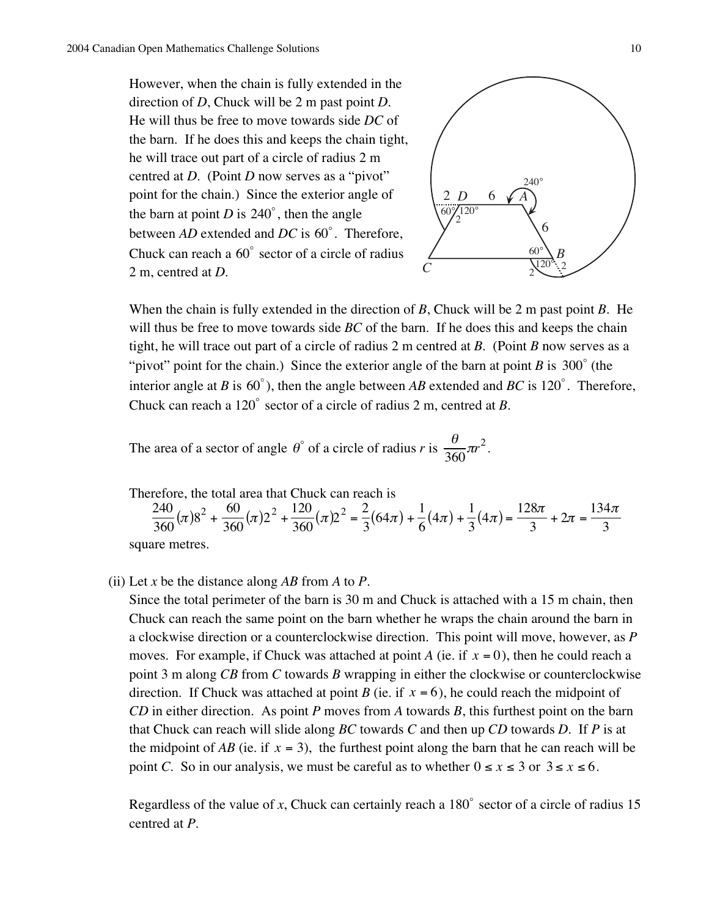However, when the chain is fully extended in the direction of $D$, Chuck will be 2 m past point $D$. He will thus be free to move towards side $DC$ of the barn. If he does this and keeps the chain tight, he will trace out part of a circle of radius 2 m centred at $D$. (Point $D$ now serves as a "pivot" point for the chain.) Since the exterior angle of the barn at point $D$ is $240^\circ$, then the angle between $AD$ extended and $DC$ is $60^\circ$. Therefore, Chuck can reach a $60^\circ$ sector of a circle of radius 2 m, centred at $D$.

When the chain is fully extended in the direction of $B$, Chuck will be 2 m past point $B$. He will thus be free to move towards side $BC$ of the barn. If he does this and keeps the chain tight, he will trace out part of a circle of radius 2 m centred at $B$. (Point $B$ now serves as a "pivot" point for the chain.) Since the exterior angle of the barn at point $B$ is $300^\circ$ (the interior angle at $B$ is $60^\circ$), then the angle between $AB$ extended and $BC$ is $120^\circ$. Therefore, Chuck can reach a $120^\circ$ sector of a circle of radius 2 m, centred at $B$.

The area of a sector of angle $\theta^\circ$ of a circle of radius $r$ is $\frac{\theta}{360}\pi r^2$.

Therefore, the total area that Chuck can reach is

$$\frac{240}{360}(\pi)8^2 + \frac{60}{360}(\pi)2^2 + \frac{120}{360}(\pi)2^2 = \frac{2}{3}(64\pi) + \frac{1}{6}(4\pi) + \frac{1}{3}(4\pi) = \frac{128\pi}{3} + 2\pi = \frac{134\pi}{3}$$

square metres.

(ii) Let $x$ be the distance along $AB$ from $A$ to $P$.

Since the total perimeter of the barn is 30 m and Chuck is attached with a 15 m chain, then Chuck can reach the same point on the barn whether he wraps the chain around the barn in a clockwise direction or a counterclockwise direction. This point will move, however, as $P$ moves. For example, if Chuck was attached at point $A$ (ie. if $x = 0$), then he could reach a point 3 m along $CB$ from $C$ towards $B$ wrapping in either the clockwise or counterclockwise direction. If Chuck was attached at point $B$ (ie. if $x = 6$), he could reach the midpoint of $CD$ in either direction. As point $P$ moves from $A$ towards $B$, this furthest point on the barn that Chuck can reach will slide along $BC$ towards $C$ and then up $CD$ towards $D$. If $P$ is at the midpoint of $AB$ (ie. if $x = 3$), the furthest point along the barn that he can reach will be point $C$. So in our analysis, we must be careful as to whether $0 \le x \le 3$ or $3 \le x \le 6$.

Regardless of the value of $x$, Chuck can certainly reach a $180^\circ$ sector of a circle of radius 15 centred at $P$.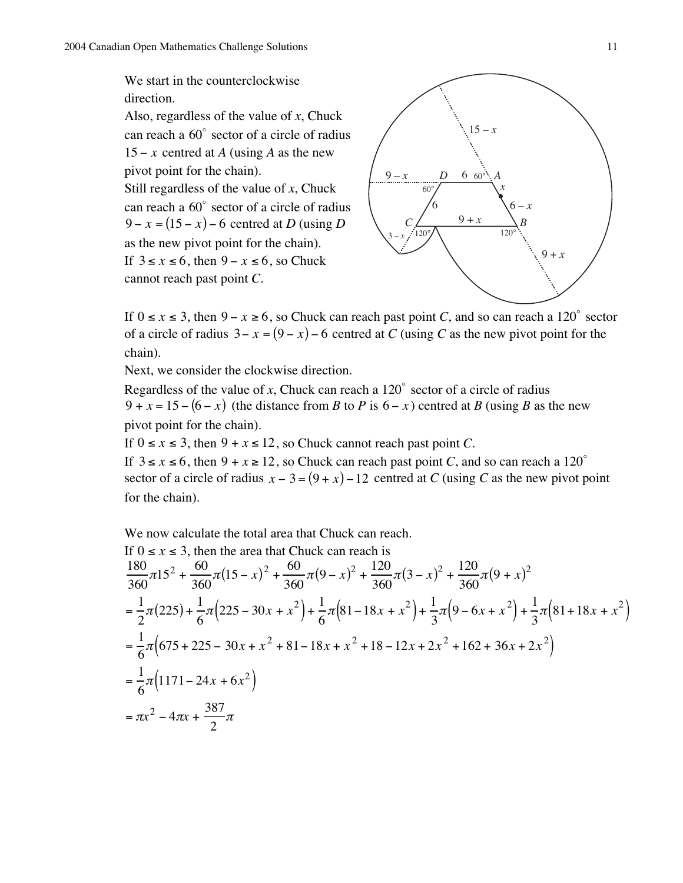We start in the counterclockwise direction.

Also, regardless of the value of $x$, Chuck can reach a $60^\circ$ sector of a circle of radius $15 - x$ centred at $A$ (using $A$ as the new pivot point for the chain).

Still regardless of the value of $x$, Chuck can reach a $60^\circ$ sector of a circle of radius $9 - x = (15 - x) - 6$ centred at $D$ (using $D$ as the new pivot point for the chain).

If $3 \le x \le 6$, then $9 - x \le 6$, so Chuck cannot reach past point $C$.

If $0 \le x \le 3$, then $9 - x \ge 6$, so Chuck can reach past point $C$, and so can reach a $120^\circ$ sector of a circle of radius $3 - x = (9 - x) - 6$ centred at $C$ (using $C$ as the new pivot point for the chain).

Next, we consider the clockwise direction.

Regardless of the value of $x$, Chuck can reach a $120^\circ$ sector of a circle of radius $9 + x = 15 - (6 - x)$ (the distance from $B$ to $P$ is $6 - x$) centred at $B$ (using $B$ as the new pivot point for the chain).

If $0 \le x \le 3$, then $9 + x \le 12$, so Chuck cannot reach past point $C$.

If $3 \le x \le 6$, then $9 + x \ge 12$, so Chuck can reach past point $C$, and so can reach a $120^\circ$ sector of a circle of radius $x - 3 = (9 + x) - 12$ centred at $C$ (using $C$ as the new pivot point for the chain).

We now calculate the total area that Chuck can reach.

If $0 \le x \le 3$, then the area that Chuck can reach is

$$
\begin{aligned}
&\frac{180}{360}\pi 15^2 + \frac{60}{360}\pi(15 - x)^2 + \frac{60}{360}\pi(9 - x)^2 + \frac{120}{360}\pi(3 - x)^2 + \frac{120}{360}\pi(9 + x)^2 \\
&= \frac{1}{2}\pi(225) + \frac{1}{6}\pi\left(225 - 30x + x^2\right) + \frac{1}{6}\pi\left(81 - 18x + x^2\right) + \frac{1}{3}\pi\left(9 - 6x + x^2\right) + \frac{1}{3}\pi\left(81 + 18x + x^2\right) \\
&= \frac{1}{6}\pi\left(675 + 225 - 30x + x^2 + 81 - 18x + x^2 + 18 - 12x + 2x^2 + 162 + 36x + 2x^2\right) \\
&= \frac{1}{6}\pi\left(1171 - 24x + 6x^2\right) \\
&= \pi x^2 - 4\pi x + \frac{387}{2}\pi
\end{aligned}
$$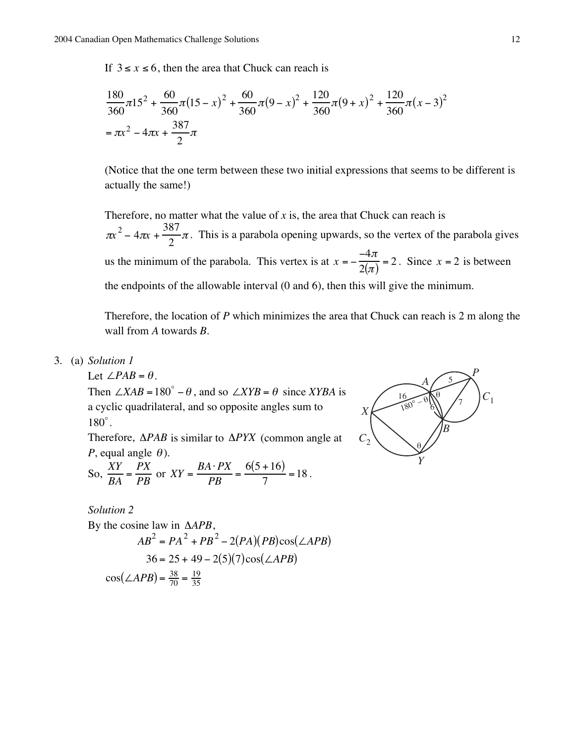If $3 \le x \le 6$, then the area that Chuck can reach is

$$\frac{180}{360}\pi 15^2 + \frac{60}{360}\pi(15-x)^2 + \frac{60}{360}\pi(9-x)^2 + \frac{120}{360}\pi(9+x)^2 + \frac{120}{360}\pi(x-3)^2$$
$$= \pi x^2 - 4\pi x + \frac{387}{2}\pi$$

(Notice that the one term between these two initial expressions that seems to be different is actually the same!)

Therefore, no matter what the value of $x$ is, the area that Chuck can reach is $\pi x^2 - 4\pi x + \frac{387}{2}\pi$. This is a parabola opening upwards, so the vertex of the parabola gives us the minimum of the parabola. This vertex is at $x = -\frac{-4\pi}{2(\pi)} = 2$. Since $x = 2$ is between the endpoints of the allowable interval (0 and 6), then this will give the minimum.

Therefore, the location of $P$ which minimizes the area that Chuck can reach is 2 m along the wall from $A$ towards $B$.

3. (a) *Solution 1*

Let $\angle PAB = \theta$.

Then $\angle XAB = 180^\circ - \theta$, and so $\angle XYB = \theta$ since $XYBA$ is a cyclic quadrilateral, and so opposite angles sum to $180^\circ$.

Therefore, $\Delta PAB$ is similar to $\Delta PYX$ (common angle at $P$, equal angle $\theta$).

So, $\frac{XY}{BA} = \frac{PX}{PB}$ or $XY = \frac{BA \cdot PX}{PB} = \frac{6(5+16)}{7} = 18$.

*Solution 2*

By the cosine law in $\Delta APB$,

$$AB^2 = PA^2 + PB^2 - 2(PA)(PB)\cos(\angle APB)$$
$$36 = 25 + 49 - 2(5)(7)\cos(\angle APB)$$
$$\cos(\angle APB) = \tfrac{38}{70} = \tfrac{19}{35}$$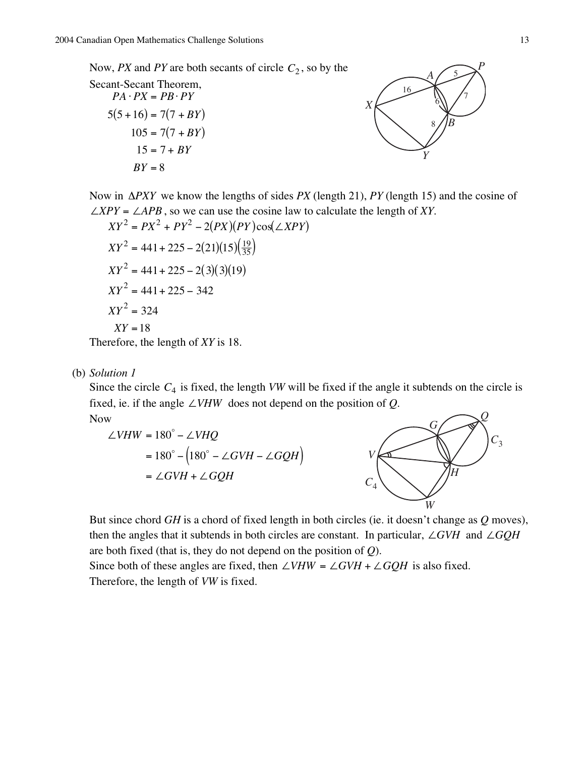Now, $PX$ and $PY$ are both secants of circle $C_2$, so by the Secant-Secant Theorem,

$$PA \cdot PX = PB \cdot PY$$
$$5(5+16) = 7(7+BY)$$
$$105 = 7(7+BY)$$
$$15 = 7 + BY$$
$$BY = 8$$

Now in $\Delta PXY$ we know the lengths of sides $PX$ (length 21), $PY$ (length 15) and the cosine of $\angle XPY = \angle APB$, so we can use the cosine law to calculate the length of $XY$.

$$XY^2 = PX^2 + PY^2 - 2(PX)(PY)\cos(\angle XPY)$$
$$XY^2 = 441 + 225 - 2(21)(15)\left(\tfrac{19}{35}\right)$$
$$XY^2 = 441 + 225 - 2(3)(3)(19)$$
$$XY^2 = 441 + 225 - 342$$
$$XY^2 = 324$$
$$XY = 18$$

Therefore, the length of $XY$ is 18.

(b) *Solution 1*

Since the circle $C_4$ is fixed, the length $VW$ will be fixed if the angle it subtends on the circle is fixed, ie. if the angle $\angle VHW$ does not depend on the position of $Q$.

Now

$$\angle VHW = 180^\circ - \angle VHQ$$
$$= 180^\circ - \left(180^\circ - \angle GVH - \angle GQH\right)$$
$$= \angle GVH + \angle GQH$$

But since chord $GH$ is a chord of fixed length in both circles (ie. it doesn't change as $Q$ moves), then the angles that it subtends in both circles are constant. In particular, $\angle GVH$ and $\angle GQH$ are both fixed (that is, they do not depend on the position of $Q$).

Since both of these angles are fixed, then $\angle VHW = \angle GVH + \angle GQH$ is also fixed.

Therefore, the length of $VW$ is fixed.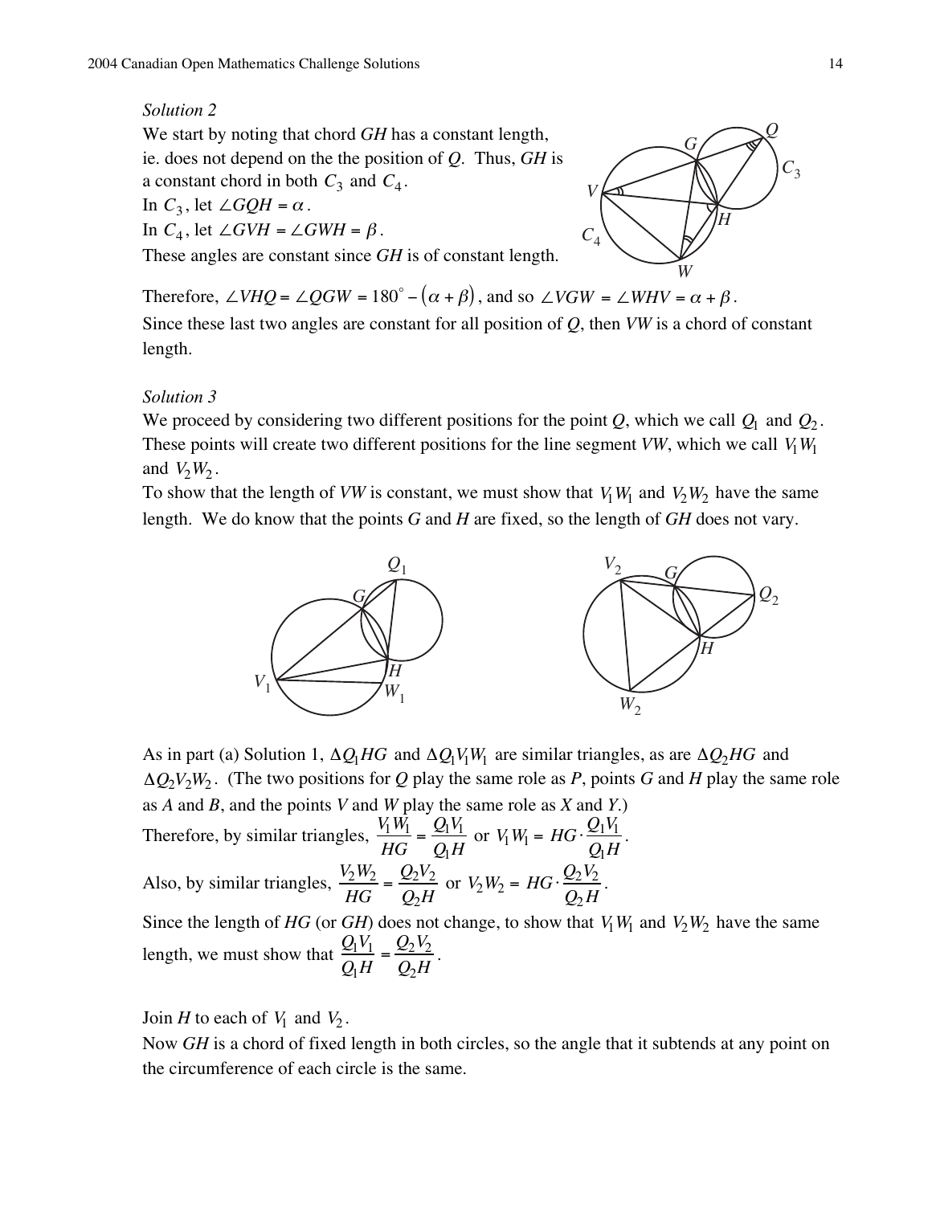*Solution 2*

We start by noting that chord $GH$ has a constant length, ie. does not depend on the the position of $Q$. Thus, $GH$ is a constant chord in both $C_3$ and $C_4$.

In $C_3$, let $\angle GQH = \alpha$.

In $C_4$, let $\angle GVH = \angle GWH = \beta$.

These angles are constant since $GH$ is of constant length.

Therefore, $\angle VHQ = \angle QGW = 180^\circ - (\alpha + \beta)$, and so $\angle VGW = \angle WHV = \alpha + \beta$.

Since these last two angles are constant for all position of $Q$, then $VW$ is a chord of constant length.

*Solution 3*

We proceed by considering two different positions for the point $Q$, which we call $Q_1$ and $Q_2$. These points will create two different positions for the line segment $VW$, which we call $V_1W_1$ and $V_2W_2$.

To show that the length of $VW$ is constant, we must show that $V_1W_1$ and $V_2W_2$ have the same length. We do know that the points $G$ and $H$ are fixed, so the length of $GH$ does not vary.

As in part (a) Solution 1, $\Delta Q_1HG$ and $\Delta Q_1V_1W_1$ are similar triangles, as are $\Delta Q_2HG$ and $\Delta Q_2V_2W_2$. (The two positions for $Q$ play the same role as $P$, points $G$ and $H$ play the same role as $A$ and $B$, and the points $V$ and $W$ play the same role as $X$ and $Y$.)

Therefore, by similar triangles, $\frac{V_1W_1}{HG} = \frac{Q_1V_1}{Q_1H}$ or $V_1W_1 = HG \cdot \frac{Q_1V_1}{Q_1H}$.

Also, by similar triangles, $\frac{V_2W_2}{HG} = \frac{Q_2V_2}{Q_2H}$ or $V_2W_2 = HG \cdot \frac{Q_2V_2}{Q_2H}$.

Since the length of $HG$ (or $GH$) does not change, to show that $V_1W_1$ and $V_2W_2$ have the same length, we must show that $\frac{Q_1V_1}{Q_1H} = \frac{Q_2V_2}{Q_2H}$.

Join $H$ to each of $V_1$ and $V_2$.

Now $GH$ is a chord of fixed length in both circles, so the angle that it subtends at any point on the circumference of each circle is the same.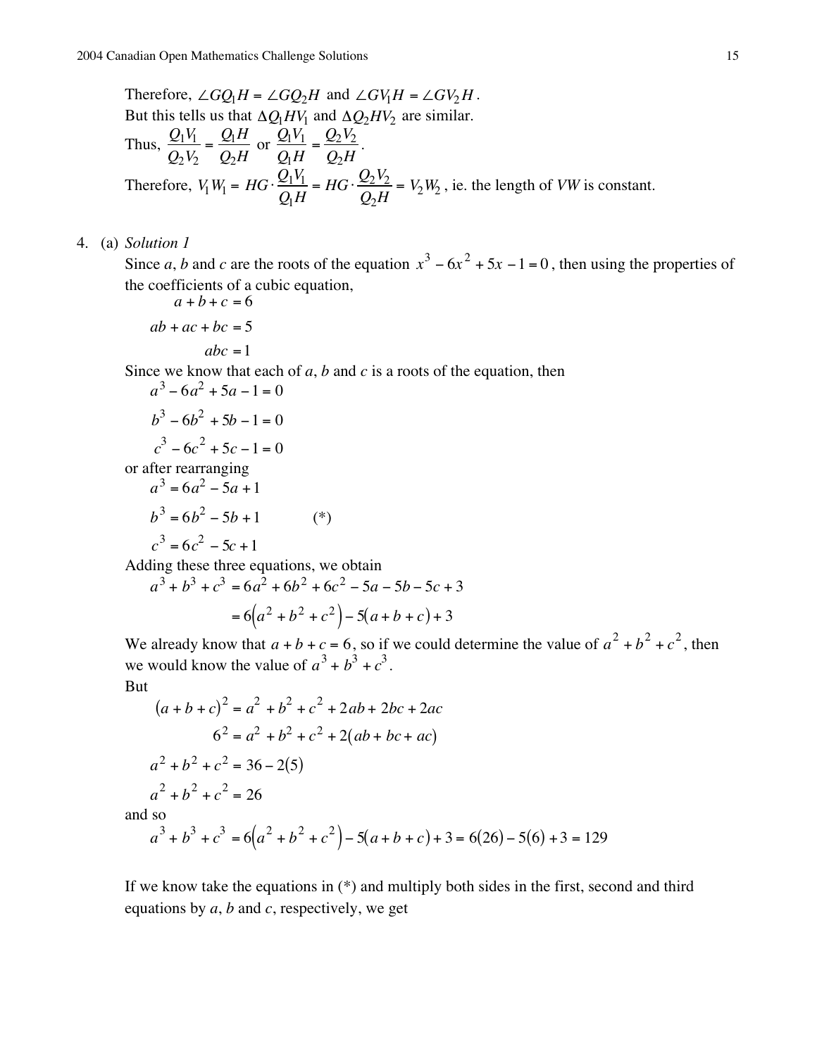Therefore, $\angle GQ_1H = \angle GQ_2H$ and $\angle GV_1H = \angle GV_2H$.
But this tells us that $\Delta Q_1HV_1$ and $\Delta Q_2HV_2$ are similar.
Thus, $\dfrac{Q_1V_1}{Q_2V_2} = \dfrac{Q_1H}{Q_2H}$ or $\dfrac{Q_1V_1}{Q_1H} = \dfrac{Q_2V_2}{Q_2H}$.
Therefore, $V_1W_1 = HG \cdot \dfrac{Q_1V_1}{Q_1H} = HG \cdot \dfrac{Q_2V_2}{Q_2H} = V_2W_2$, ie. the length of $VW$ is constant.

4. (a) *Solution 1*

Since $a$, $b$ and $c$ are the roots of the equation $x^3 - 6x^2 + 5x - 1 = 0$, then using the properties of the coefficients of a cubic equation,

$$a + b + c = 6$$
$$ab + ac + bc = 5$$
$$abc = 1$$

Since we know that each of $a$, $b$ and $c$ is a roots of the equation, then

$$a^3 - 6a^2 + 5a - 1 = 0$$
$$b^3 - 6b^2 + 5b - 1 = 0$$
$$c^3 - 6c^2 + 5c - 1 = 0$$

or after rearranging

$$a^3 = 6a^2 - 5a + 1$$
$$b^3 = 6b^2 - 5b + 1 \qquad (*)$$
$$c^3 = 6c^2 - 5c + 1$$

Adding these three equations, we obtain

$$\begin{aligned} a^3 + b^3 + c^3 &= 6a^2 + 6b^2 + 6c^2 - 5a - 5b - 5c + 3 \\ &= 6\left(a^2 + b^2 + c^2\right) - 5(a + b + c) + 3 \end{aligned}$$

We already know that $a + b + c = 6$, so if we could determine the value of $a^2 + b^2 + c^2$, then we would know the value of $a^3 + b^3 + c^3$.

But

$$(a + b + c)^2 = a^2 + b^2 + c^2 + 2ab + 2bc + 2ac$$
$$6^2 = a^2 + b^2 + c^2 + 2(ab + bc + ac)$$
$$a^2 + b^2 + c^2 = 36 - 2(5)$$
$$a^2 + b^2 + c^2 = 26$$

and so

$$a^3 + b^3 + c^3 = 6\left(a^2 + b^2 + c^2\right) - 5(a + b + c) + 3 = 6(26) - 5(6) + 3 = 129$$

If we know take the equations in (*) and multiply both sides in the first, second and third equations by $a$, $b$ and $c$, respectively, we get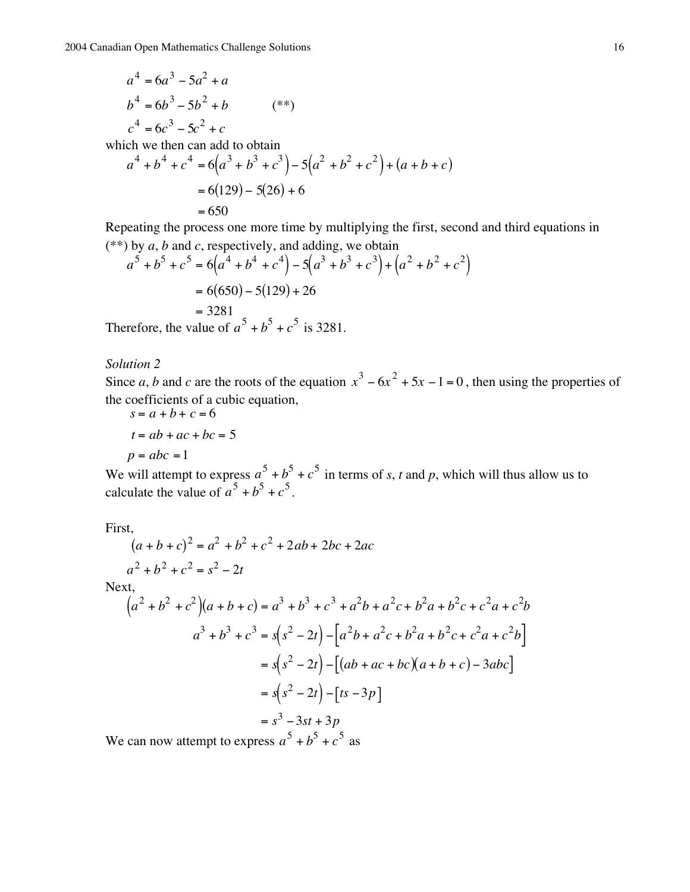$$a^4 = 6a^3 - 5a^2 + a$$

$$b^4 = 6b^3 - 5b^2 + b \qquad (**)$$

$$c^4 = 6c^3 - 5c^2 + c$$

which we then can add to obtain

$$\begin{aligned} a^4 + b^4 + c^4 &= 6\left(a^3 + b^3 + c^3\right) - 5\left(a^2 + b^2 + c^2\right) + (a + b + c) \\ &= 6(129) - 5(26) + 6 \\ &= 650 \end{aligned}$$

Repeating the process one more time by multiplying the first, second and third equations in (**) by $a$, $b$ and $c$, respectively, and adding, we obtain

$$\begin{aligned} a^5 + b^5 + c^5 &= 6\left(a^4 + b^4 + c^4\right) - 5\left(a^3 + b^3 + c^3\right) + \left(a^2 + b^2 + c^2\right) \\ &= 6(650) - 5(129) + 26 \\ &= 3281 \end{aligned}$$

Therefore, the value of $a^5 + b^5 + c^5$ is 3281.

*Solution 2*

Since $a$, $b$ and $c$ are the roots of the equation $x^3 - 6x^2 + 5x - 1 = 0$, then using the properties of the coefficients of a cubic equation,

$$s = a + b + c = 6$$

$$t = ab + ac + bc = 5$$

$$p = abc = 1$$

We will attempt to express $a^5 + b^5 + c^5$ in terms of $s$, $t$ and $p$, which will thus allow us to calculate the value of $a^5 + b^5 + c^5$.

First,

$$(a + b + c)^2 = a^2 + b^2 + c^2 + 2ab + 2bc + 2ac$$

$$a^2 + b^2 + c^2 = s^2 - 2t$$

Next,

$$\left(a^2 + b^2 + c^2\right)(a + b + c) = a^3 + b^3 + c^3 + a^2b + a^2c + b^2a + b^2c + c^2a + c^2b$$

$$\begin{aligned} a^3 + b^3 + c^3 &= s\left(s^2 - 2t\right) - \left[a^2b + a^2c + b^2a + b^2c + c^2a + c^2b\right] \\ &= s\left(s^2 - 2t\right) - \left[(ab + ac + bc)(a + b + c) - 3abc\right] \\ &= s\left(s^2 - 2t\right) - \left[ts - 3p\right] \\ &= s^3 - 3st + 3p \end{aligned}$$

We can now attempt to express $a^5 + b^5 + c^5$ as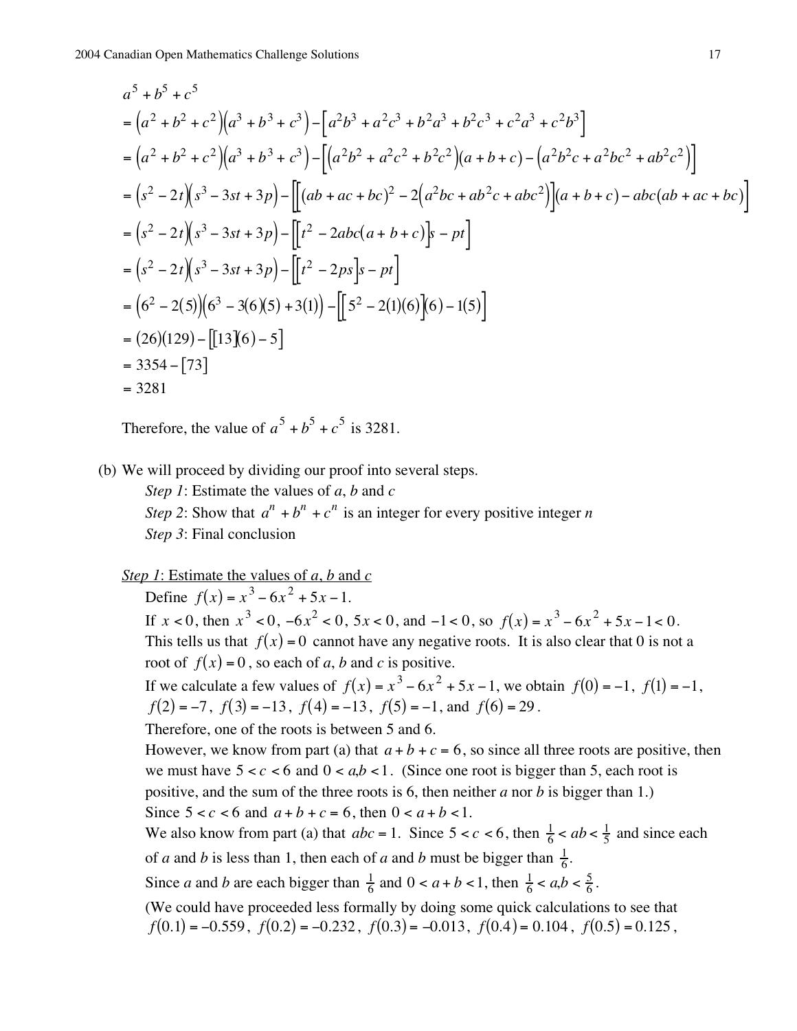$$
\begin{aligned}
& a^5 + b^5 + c^5 \\
&= \left(a^2+b^2+c^2\right)\left(a^3+b^3+c^3\right) - \left[a^2b^3 + a^2c^3 + b^2a^3 + b^2c^3 + c^2a^3 + c^2b^3\right] \\
&= \left(a^2+b^2+c^2\right)\left(a^3+b^3+c^3\right) - \left[\left(a^2b^2 + a^2c^2 + b^2c^2\right)(a+b+c) - \left(a^2b^2c + a^2bc^2 + ab^2c^2\right)\right] \\
&= \left(s^2-2t\right)\left(s^3-3st+3p\right) - \left[\left[(ab+ac+bc)^2 - 2\left(a^2bc + ab^2c + abc^2\right)\right](a+b+c) - abc(ab+ac+bc)\right] \\
&= \left(s^2-2t\right)\left(s^3-3st+3p\right) - \left[\left[t^2 - 2abc(a+b+c)\right]s - pt\right] \\
&= \left(s^2-2t\right)\left(s^3-3st+3p\right) - \left[\left[t^2 - 2ps\right]s - pt\right] \\
&= \left(6^2 - 2(5)\right)\left(6^3 - 3(6)(5) + 3(1)\right) - \left[\left[5^2 - 2(1)(6)\right](6) - 1(5)\right] \\
&= (26)(129) - \left[[13](6) - 5\right] \\
&= 3354 - [73] \\
&= 3281
\end{aligned}
$$

Therefore, the value of $a^5 + b^5 + c^5$ is 3281.

(b) We will proceed by dividing our proof into several steps.

*Step 1*: Estimate the values of $a$, $b$ and $c$

*Step 2*: Show that $a^n + b^n + c^n$ is an integer for every positive integer $n$

*Step 3*: Final conclusion

*Step 1*: Estimate the values of $a$, $b$ and $c$

Define $f(x) = x^3 - 6x^2 + 5x - 1$.

If $x < 0$, then $x^3 < 0$, $-6x^2 < 0$, $5x < 0$, and $-1 < 0$, so $f(x) = x^3 - 6x^2 + 5x - 1 < 0$.

This tells us that $f(x) = 0$ cannot have any negative roots. It is also clear that 0 is not a root of $f(x) = 0$, so each of $a$, $b$ and $c$ is positive.

If we calculate a few values of $f(x) = x^3 - 6x^2 + 5x - 1$, we obtain $f(0) = -1$, $f(1) = -1$, $f(2) = -7$, $f(3) = -13$, $f(4) = -13$, $f(5) = -1$, and $f(6) = 29$.

Therefore, one of the roots is between 5 and 6.

However, we know from part (a) that $a + b + c = 6$, so since all three roots are positive, then we must have $5 < c < 6$ and $0 < a,b < 1$. (Since one root is bigger than 5, each root is positive, and the sum of the three roots is 6, then neither $a$ nor $b$ is bigger than 1.)

Since $5 < c < 6$ and $a + b + c = 6$, then $0 < a + b < 1$.

We also know from part (a) that $abc = 1$. Since $5 < c < 6$, then $\frac{1}{6} < ab < \frac{1}{5}$ and since each of $a$ and $b$ is less than 1, then each of $a$ and $b$ must be bigger than $\frac{1}{6}$.

Since $a$ and $b$ are each bigger than $\frac{1}{6}$ and $0 < a + b < 1$, then $\frac{1}{6} < a,b < \frac{5}{6}$.

(We could have proceeded less formally by doing some quick calculations to see that $f(0.1) = -0.559$, $f(0.2) = -0.232$, $f(0.3) = -0.013$, $f(0.4) = 0.104$, $f(0.5) = 0.125$,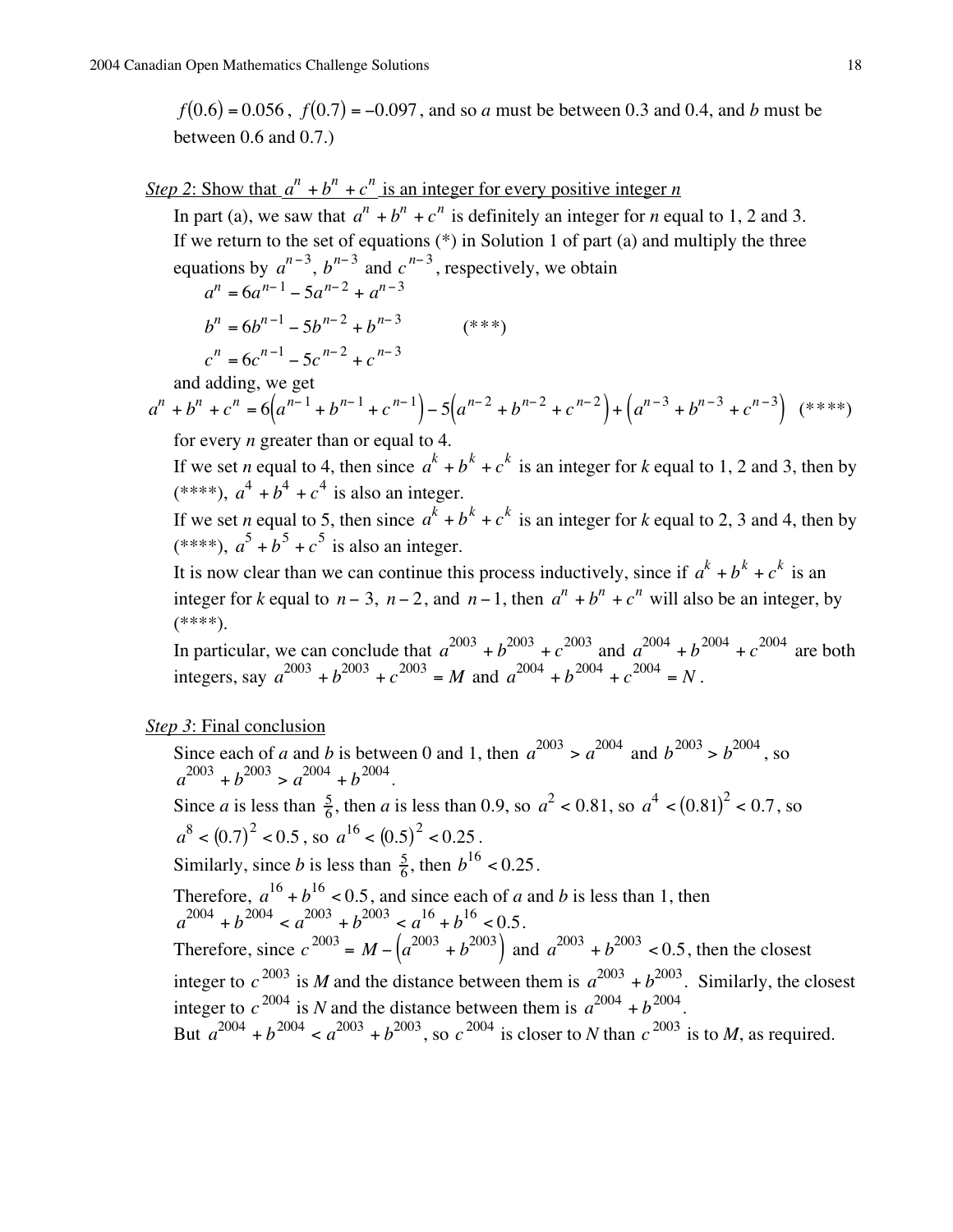$f(0.6) = 0.056$, $f(0.7) = -0.097$, and so $a$ must be between 0.3 and 0.4, and $b$ must be between 0.6 and 0.7.)

*Step 2*: Show that $a^n + b^n + c^n$ is an integer for every positive integer $n$

In part (a), we saw that $a^n + b^n + c^n$ is definitely an integer for $n$ equal to 1, 2 and 3. If we return to the set of equations (*) in Solution 1 of part (a) and multiply the three equations by $a^{n-3}$, $b^{n-3}$ and $c^{n-3}$, respectively, we obtain

$$
\begin{aligned}
a^n &= 6a^{n-1} - 5a^{n-2} + a^{n-3} \\
b^n &= 6b^{n-1} - 5b^{n-2} + b^{n-3} \qquad (***) \\
c^n &= 6c^{n-1} - 5c^{n-2} + c^{n-3}
\end{aligned}
$$

and adding, we get

$$a^n + b^n + c^n = 6\left(a^{n-1} + b^{n-1} + c^{n-1}\right) - 5\left(a^{n-2} + b^{n-2} + c^{n-2}\right) + \left(a^{n-3} + b^{n-3} + c^{n-3}\right) \quad (****)$$

for every $n$ greater than or equal to 4.

If we set $n$ equal to 4, then since $a^k + b^k + c^k$ is an integer for $k$ equal to 1, 2 and 3, then by (****), $a^4 + b^4 + c^4$ is also an integer.

If we set $n$ equal to 5, then since $a^k + b^k + c^k$ is an integer for $k$ equal to 2, 3 and 4, then by (****), $a^5 + b^5 + c^5$ is also an integer.

It is now clear than we can continue this process inductively, since if $a^k + b^k + c^k$ is an integer for $k$ equal to $n-3$, $n-2$, and $n-1$, then $a^n + b^n + c^n$ will also be an integer, by (****).

In particular, we can conclude that $a^{2003} + b^{2003} + c^{2003}$ and $a^{2004} + b^{2004} + c^{2004}$ are both integers, say $a^{2003} + b^{2003} + c^{2003} = M$ and $a^{2004} + b^{2004} + c^{2004} = N$.

*Step 3*: Final conclusion

Since each of $a$ and $b$ is between 0 and 1, then $a^{2003} > a^{2004}$ and $b^{2003} > b^{2004}$, so $a^{2003} + b^{2003} > a^{2004} + b^{2004}$.

Since $a$ is less than $\frac{5}{6}$, then $a$ is less than 0.9, so $a^2 < 0.81$, so $a^4 < (0.81)^2 < 0.7$, so $a^8 < (0.7)^2 < 0.5$, so $a^{16} < (0.5)^2 < 0.25$.

Similarly, since $b$ is less than $\frac{5}{6}$, then $b^{16} < 0.25$.

Therefore, $a^{16} + b^{16} < 0.5$, and since each of $a$ and $b$ is less than 1, then $a^{2004} + b^{2004} < a^{2003} + b^{2003} < a^{16} + b^{16} < 0.5$.

Therefore, since $c^{2003} = M - \left(a^{2003} + b^{2003}\right)$ and $a^{2003} + b^{2003} < 0.5$, then the closest integer to $c^{2003}$ is $M$ and the distance between them is $a^{2003} + b^{2003}$. Similarly, the closest integer to $c^{2004}$ is $N$ and the distance between them is $a^{2004} + b^{2004}$.

But $a^{2004} + b^{2004} < a^{2003} + b^{2003}$, so $c^{2004}$ is closer to $N$ than $c^{2003}$ is to $M$, as required.